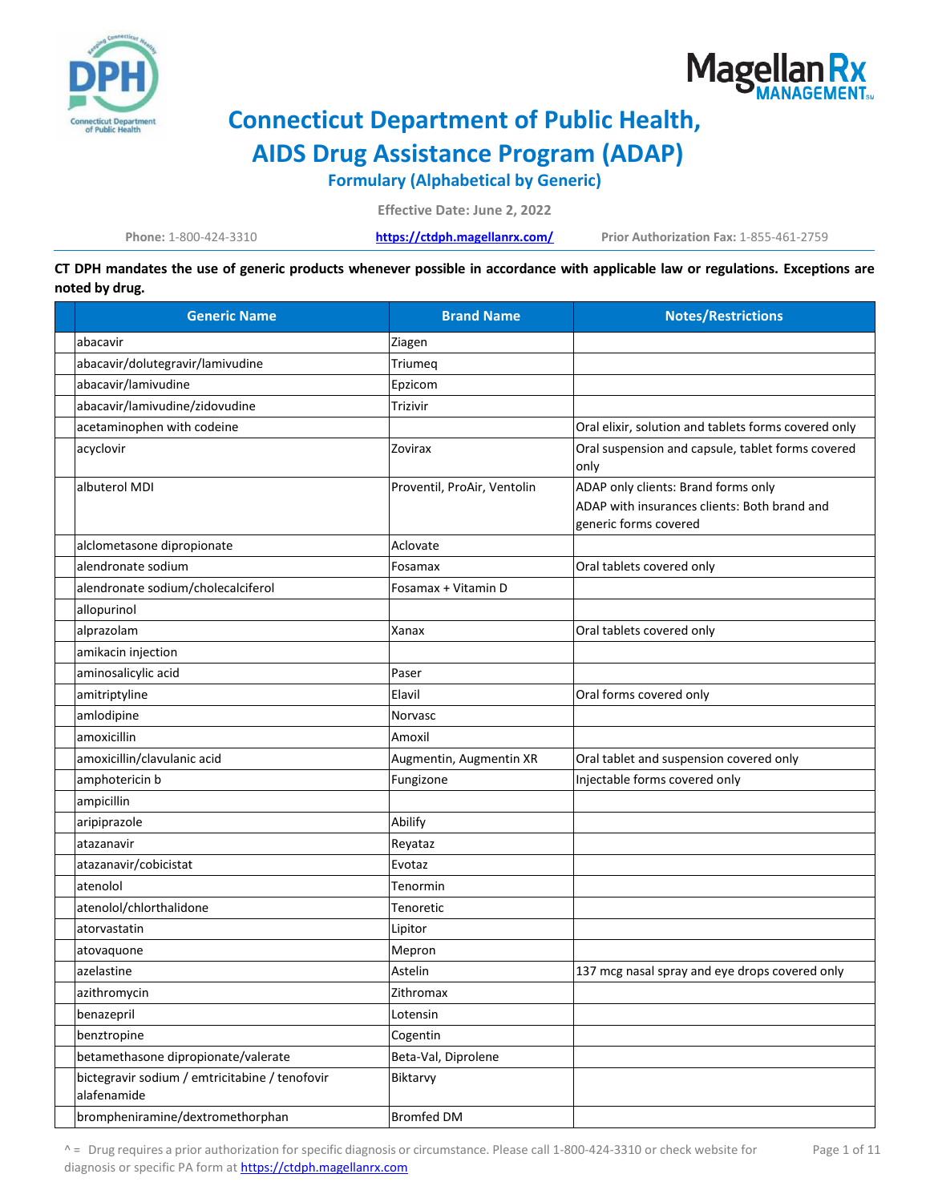# Connecticut Department of Public Health, AIDS Drug Assistance Program (ADAP)

## Formulary (Alphabetical by Generic)

**Effective Date: June 2, 2022**

**Phone:** 1-800-424-3310 https://ctdph.magellanrx.com/ **Prior Authorization Fax:** 1-855-461-2759

**CT DPH mandates the use of generic products whenever possible in accordance with applicable law or regulations. Exceptions are noted by drug.**

| | Generic Name | Brand Name | Notes/Restrictions |
|---|---|---|---|
| | abacavir | Ziagen | |
| | abacavir/dolutegravir/lamivudine | Triumeq | |
| | abacavir/lamivudine | Epzicom | |
| | abacavir/lamivudine/zidovudine | Trizivir | |
| | acetaminophen with codeine | | Oral elixir, solution and tablets forms covered only |
| | acyclovir | Zovirax | Oral suspension and capsule, tablet forms covered only |
| | albuterol MDI | Proventil, ProAir, Ventolin | ADAP only clients: Brand forms only<br>ADAP with insurances clients: Both brand and generic forms covered |
| | alclometasone dipropionate | Aclovate | |
| | alendronate sodium | Fosamax | Oral tablets covered only |
| | alendronate sodium/cholecalciferol | Fosamax + Vitamin D | |
| | allopurinol | | |
| | alprazolam | Xanax | Oral tablets covered only |
| | amikacin injection | | |
| | aminosalicylic acid | Paser | |
| | amitriptyline | Elavil | Oral forms covered only |
| | amlodipine | Norvasc | |
| | amoxicillin | Amoxil | |
| | amoxicillin/clavulanic acid | Augmentin, Augmentin XR | Oral tablet and suspension covered only |
| | amphotericin b | Fungizone | Injectable forms covered only |
| | ampicillin | | |
| | aripiprazole | Abilify | |
| | atazanavir | Reyataz | |
| | atazanavir/cobicistat | Evotaz | |
| | atenolol | Tenormin | |
| | atenolol/chlorthalidone | Tenoretic | |
| | atorvastatin | Lipitor | |
| | atovaquone | Mepron | |
| | azelastine | Astelin | 137 mcg nasal spray and eye drops covered only |
| | azithromycin | Zithromax | |
| | benazepril | Lotensin | |
| | benztropine | Cogentin | |
| | betamethasone dipropionate/valerate | Beta-Val, Diprolene | |
| | bictegravir sodium / emtricitabine / tenofovir alafenamide | Biktarvy | |
| | brompheniramine/dextromethorphan | Bromfed DM | |

^ = Drug requires a prior authorization for specific diagnosis or circumstance. Please call 1-800-424-3310 or check website for diagnosis or specific PA form at https://ctdph.magellanrx.com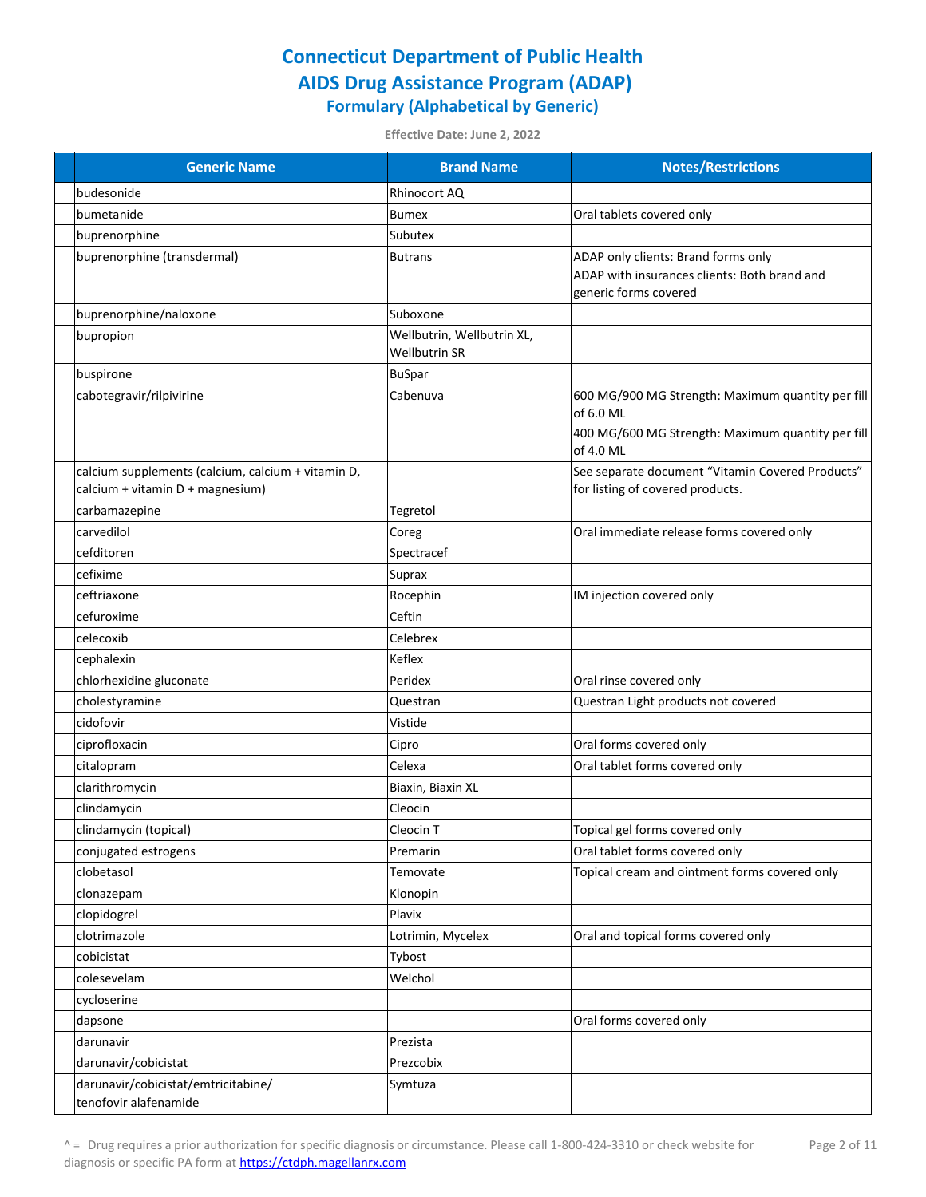# Connecticut Department of Public Health
# AIDS Drug Assistance Program (ADAP)
## Formulary (Alphabetical by Generic)

**Effective Date: June 2, 2022**

| | Generic Name | Brand Name | Notes/Restrictions |
|---|---|---|---|
| | budesonide | Rhinocort AQ | |
| | bumetanide | Bumex | Oral tablets covered only |
| | buprenorphine | Subutex | |
| | buprenorphine (transdermal) | Butrans | ADAP only clients: Brand forms only<br>ADAP with insurances clients: Both brand and generic forms covered |
| | buprenorphine/naloxone | Suboxone | |
| | bupropion | Wellbutrin, Wellbutrin XL, Wellbutrin SR | |
| | buspirone | BuSpar | |
| | cabotegravir/rilpivirine | Cabenuva | 600 MG/900 MG Strength: Maximum quantity per fill of 6.0 ML<br>400 MG/600 MG Strength: Maximum quantity per fill of 4.0 ML |
| | calcium supplements (calcium, calcium + vitamin D, calcium + vitamin D + magnesium) | | See separate document "Vitamin Covered Products" for listing of covered products. |
| | carbamazepine | Tegretol | |
| | carvedilol | Coreg | Oral immediate release forms covered only |
| | cefditoren | Spectracef | |
| | cefixime | Suprax | |
| | ceftriaxone | Rocephin | IM injection covered only |
| | cefuroxime | Ceftin | |
| | celecoxib | Celebrex | |
| | cephalexin | Keflex | |
| | chlorhexidine gluconate | Peridex | Oral rinse covered only |
| | cholestyramine | Questran | Questran Light products not covered |
| | cidofovir | Vistide | |
| | ciprofloxacin | Cipro | Oral forms covered only |
| | citalopram | Celexa | Oral tablet forms covered only |
| | clarithromycin | Biaxin, Biaxin XL | |
| | clindamycin | Cleocin | |
| | clindamycin (topical) | Cleocin T | Topical gel forms covered only |
| | conjugated estrogens | Premarin | Oral tablet forms covered only |
| | clobetasol | Temovate | Topical cream and ointment forms covered only |
| | clonazepam | Klonopin | |
| | clopidogrel | Plavix | |
| | clotrimazole | Lotrimin, Mycelex | Oral and topical forms covered only |
| | cobicistat | Tybost | |
| | colesevelam | Welchol | |
| | cycloserine | | |
| | dapsone | | Oral forms covered only |
| | darunavir | Prezista | |
| | darunavir/cobicistat | Prezcobix | |
| | darunavir/cobicistat/emtricitabine/ tenofovir alafenamide | Symtuza | |

^ = Drug requires a prior authorization for specific diagnosis or circumstance. Please call 1-800-424-3310 or check website for diagnosis or specific PA form at https://ctdph.magellanrx.com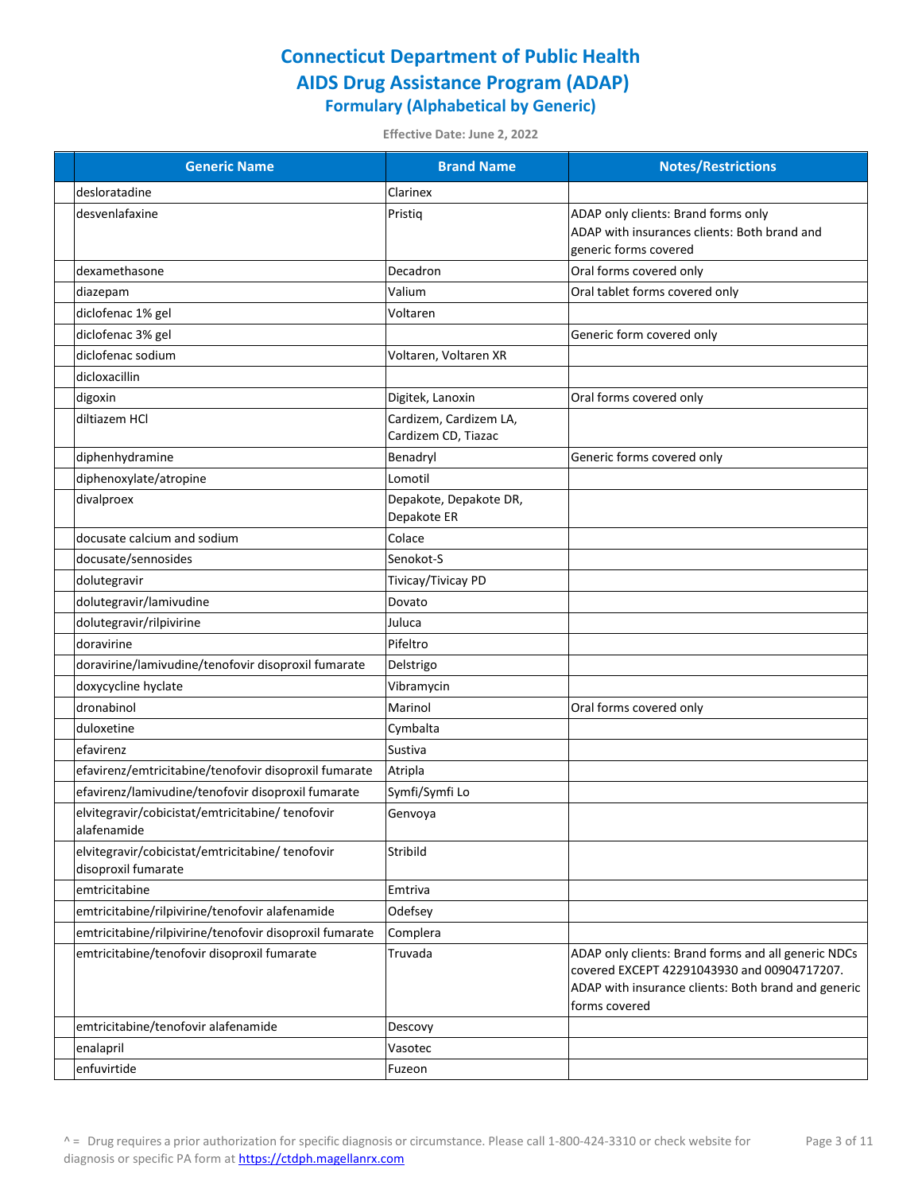# Connecticut Department of Public Health
# AIDS Drug Assistance Program (ADAP)
## Formulary (Alphabetical by Generic)

Effective Date: June 2, 2022

| | Generic Name | Brand Name | Notes/Restrictions |
|---|---|---|---|
| | desloratadine | Clarinex | |
| | desvenlafaxine | Pristiq | ADAP only clients: Brand forms only<br>ADAP with insurances clients: Both brand and generic forms covered |
| | dexamethasone | Decadron | Oral forms covered only |
| | diazepam | Valium | Oral tablet forms covered only |
| | diclofenac 1% gel | Voltaren | |
| | diclofenac 3% gel | | Generic form covered only |
| | diclofenac sodium | Voltaren, Voltaren XR | |
| | dicloxacillin | | |
| | digoxin | Digitek, Lanoxin | Oral forms covered only |
| | diltiazem HCl | Cardizem, Cardizem LA, Cardizem CD, Tiazac | |
| | diphenhydramine | Benadryl | Generic forms covered only |
| | diphenoxylate/atropine | Lomotil | |
| | divalproex | Depakote, Depakote DR, Depakote ER | |
| | docusate calcium and sodium | Colace | |
| | docusate/sennosides | Senokot-S | |
| | dolutegravir | Tivicay/Tivicay PD | |
| | dolutegravir/lamivudine | Dovato | |
| | dolutegravir/rilpivirine | Juluca | |
| | doravirine | Pifeltro | |
| | doravirine/lamivudine/tenofovir disoproxil fumarate | Delstrigo | |
| | doxycycline hyclate | Vibramycin | |
| | dronabinol | Marinol | Oral forms covered only |
| | duloxetine | Cymbalta | |
| | efavirenz | Sustiva | |
| | efavirenz/emtricitabine/tenofovir disoproxil fumarate | Atripla | |
| | efavirenz/lamivudine/tenofovir disoproxil fumarate | Symfi/Symfi Lo | |
| | elvitegravir/cobicistat/emtricitabine/ tenofovir alafenamide | Genvoya | |
| | elvitegravir/cobicistat/emtricitabine/ tenofovir disoproxil fumarate | Stribild | |
| | emtricitabine | Emtriva | |
| | emtricitabine/rilpivirine/tenofovir alafenamide | Odefsey | |
| | emtricitabine/rilpivirine/tenofovir disoproxil fumarate | Complera | |
| | emtricitabine/tenofovir disoproxil fumarate | Truvada | ADAP only clients: Brand forms and all generic NDCs covered EXCEPT 42291043930 and 00904717207.<br>ADAP with insurance clients: Both brand and generic forms covered |
| | emtricitabine/tenofovir alafenamide | Descovy | |
| | enalapril | Vasotec | |
| | enfuvirtide | Fuzeon | |

^ = Drug requires a prior authorization for specific diagnosis or circumstance. Please call 1-800-424-3310 or check website for diagnosis or specific PA form at https://ctdph.magellanrx.com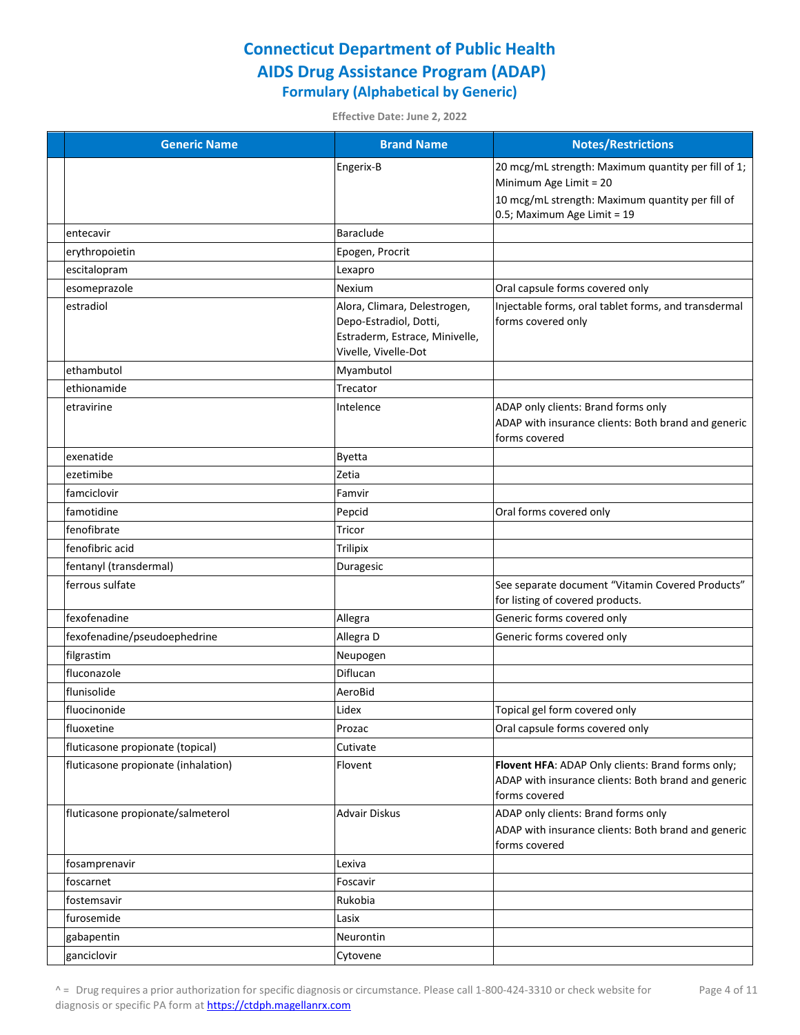# Connecticut Department of Public Health
## AIDS Drug Assistance Program (ADAP)
### Formulary (Alphabetical by Generic)

Effective Date: June 2, 2022

| | Generic Name | Brand Name | Notes/Restrictions |
|---|---|---|---|
| | | Engerix-B | 20 mcg/mL strength: Maximum quantity per fill of 1; Minimum Age Limit = 20<br>10 mcg/mL strength: Maximum quantity per fill of 0.5; Maximum Age Limit = 19 |
| | entecavir | Baraclude | |
| | erythropoietin | Epogen, Procrit | |
| | escitalopram | Lexapro | |
| | esomeprazole | Nexium | Oral capsule forms covered only |
| | estradiol | Alora, Climara, Delestrogen, Depo-Estradiol, Dotti, Estraderm, Estrace, Minivelle, Vivelle, Vivelle-Dot | Injectable forms, oral tablet forms, and transdermal forms covered only |
| | ethambutol | Myambutol | |
| | ethionamide | Trecator | |
| | etravirine | Intelence | ADAP only clients: Brand forms only<br>ADAP with insurance clients: Both brand and generic forms covered |
| | exenatide | Byetta | |
| | ezetimibe | Zetia | |
| | famciclovir | Famvir | |
| | famotidine | Pepcid | Oral forms covered only |
| | fenofibrate | Tricor | |
| | fenofibric acid | Trilipix | |
| | fentanyl (transdermal) | Duragesic | |
| | ferrous sulfate | | See separate document "Vitamin Covered Products" for listing of covered products. |
| | fexofenadine | Allegra | Generic forms covered only |
| | fexofenadine/pseudoephedrine | Allegra D | Generic forms covered only |
| | filgrastim | Neupogen | |
| | fluconazole | Diflucan | |
| | flunisolide | AeroBid | |
| | fluocinonide | Lidex | Topical gel form covered only |
| | fluoxetine | Prozac | Oral capsule forms covered only |
| | fluticasone propionate (topical) | Cutivate | |
| | fluticasone propionate (inhalation) | Flovent | **Flovent HFA**: ADAP Only clients: Brand forms only; ADAP with insurance clients: Both brand and generic forms covered |
| | fluticasone propionate/salmeterol | Advair Diskus | ADAP only clients: Brand forms only<br>ADAP with insurance clients: Both brand and generic forms covered |
| | fosamprenavir | Lexiva | |
| | foscarnet | Foscavir | |
| | fostemsavir | Rukobia | |
| | furosemide | Lasix | |
| | gabapentin | Neurontin | |
| | ganciclovir | Cytovene | |

^ = Drug requires a prior authorization for specific diagnosis or circumstance. Please call 1-800-424-3310 or check website for diagnosis or specific PA form at https://ctdph.magellanrx.com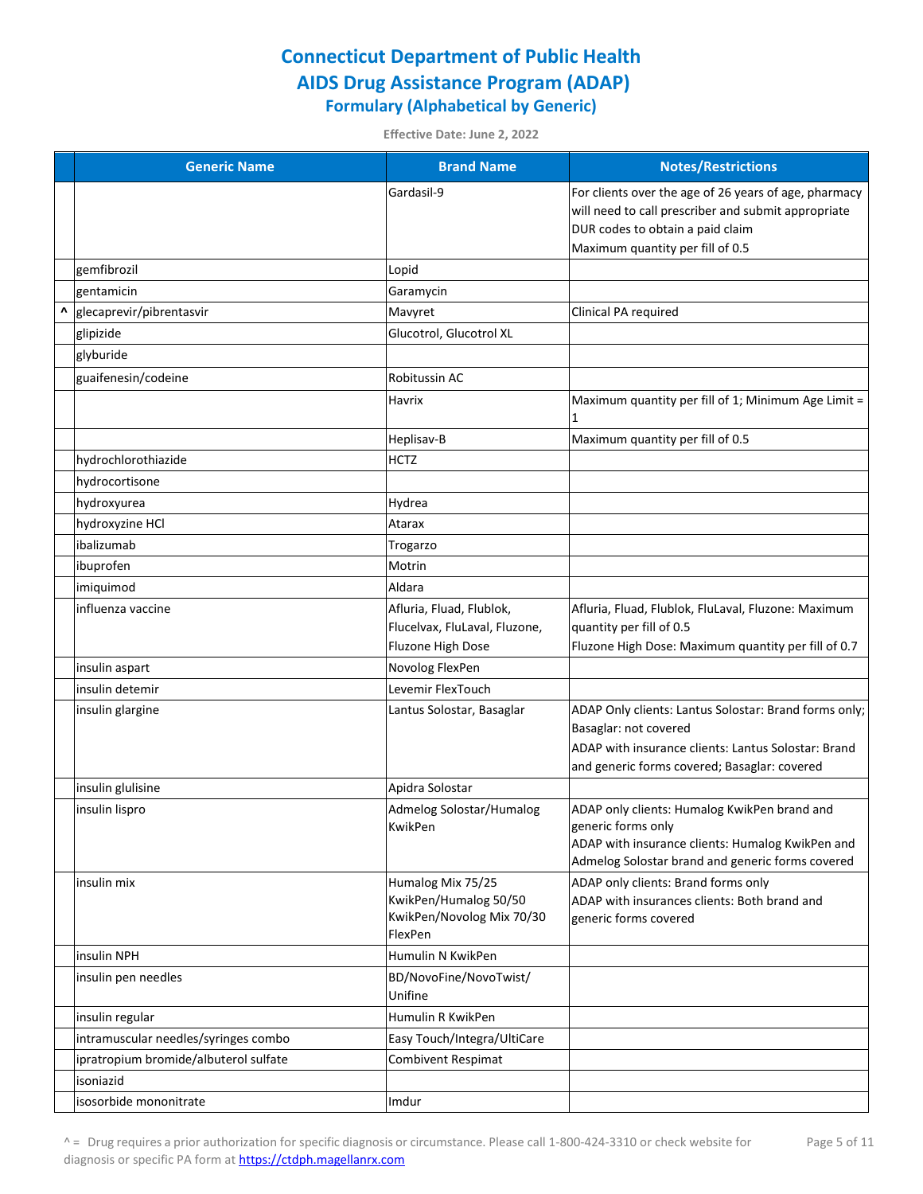# Connecticut Department of Public Health
# AIDS Drug Assistance Program (ADAP)
## Formulary (Alphabetical by Generic)

Effective Date: June 2, 2022

| | Generic Name | Brand Name | Notes/Restrictions |
|---|---|---|---|
| | | Gardasil-9 | For clients over the age of 26 years of age, pharmacy will need to call prescriber and submit appropriate DUR codes to obtain a paid claim<br>Maximum quantity per fill of 0.5 |
| | gemfibrozil | Lopid | |
| | gentamicin | Garamycin | |
| ^ | glecaprevir/pibrentasvir | Mavyret | Clinical PA required |
| | glipizide | Glucotrol, Glucotrol XL | |
| | glyburide | | |
| | guaifenesin/codeine | Robitussin AC | |
| | | Havrix | Maximum quantity per fill of 1; Minimum Age Limit = 1 |
| | | Heplisav-B | Maximum quantity per fill of 0.5 |
| | hydrochlorothiazide | HCTZ | |
| | hydrocortisone | | |
| | hydroxyurea | Hydrea | |
| | hydroxyzine HCl | Atarax | |
| | ibalizumab | Trogarzo | |
| | ibuprofen | Motrin | |
| | imiquimod | Aldara | |
| | influenza vaccine | Afluria, Fluad, Flublok, Flucelvax, FluLaval, Fluzone, Fluzone High Dose | Afluria, Fluad, Flublok, FluLaval, Fluzone: Maximum quantity per fill of 0.5<br>Fluzone High Dose: Maximum quantity per fill of 0.7 |
| | insulin aspart | Novolog FlexPen | |
| | insulin detemir | Levemir FlexTouch | |
| | insulin glargine | Lantus Solostar, Basaglar | ADAP Only clients: Lantus Solostar: Brand forms only; Basaglar: not covered<br>ADAP with insurance clients: Lantus Solostar: Brand and generic forms covered; Basaglar: covered |
| | insulin glulisine | Apidra Solostar | |
| | insulin lispro | Admelog Solostar/Humalog KwikPen | ADAP only clients: Humalog KwikPen brand and generic forms only<br>ADAP with insurance clients: Humalog KwikPen and Admelog Solostar brand and generic forms covered |
| | insulin mix | Humalog Mix 75/25 KwikPen/Humalog 50/50 KwikPen/Novolog Mix 70/30 FlexPen | ADAP only clients: Brand forms only<br>ADAP with insurances clients: Both brand and generic forms covered |
| | insulin NPH | Humulin N KwikPen | |
| | insulin pen needles | BD/NovoFine/NovoTwist/Unifine | |
| | insulin regular | Humulin R KwikPen | |
| | intramuscular needles/syringes combo | Easy Touch/Integra/UltiCare | |
| | ipratropium bromide/albuterol sulfate | Combivent Respimat | |
| | isoniazid | | |
| | isosorbide mononitrate | Imdur | |

^ = Drug requires a prior authorization for specific diagnosis or circumstance. Please call 1-800-424-3310 or check website for diagnosis or specific PA form at https://ctdph.magellanrx.com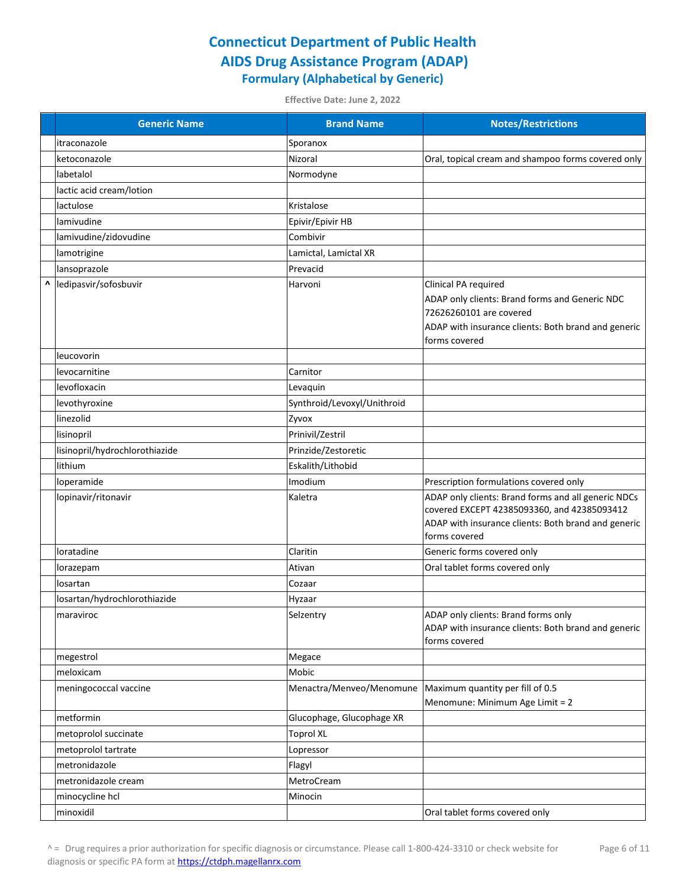# Connecticut Department of Public Health
# AIDS Drug Assistance Program (ADAP)
## Formulary (Alphabetical by Generic)

**Effective Date: June 2, 2022**

| | Generic Name | Brand Name | Notes/Restrictions |
|---|---|---|---|
| | itraconazole | Sporanox | |
| | ketoconazole | Nizoral | Oral, topical cream and shampoo forms covered only |
| | labetalol | Normodyne | |
| | lactic acid cream/lotion | | |
| | lactulose | Kristalose | |
| | lamivudine | Epivir/Epivir HB | |
| | lamivudine/zidovudine | Combivir | |
| | lamotrigine | Lamictal, Lamictal XR | |
| | lansoprazole | Prevacid | |
| ^ | ledipasvir/sofosbuvir | Harvoni | Clinical PA required<br>ADAP only clients: Brand forms and Generic NDC 72626260101 are covered<br>ADAP with insurance clients: Both brand and generic forms covered |
| | leucovorin | | |
| | levocarnitine | Carnitor | |
| | levofloxacin | Levaquin | |
| | levothyroxine | Synthroid/Levoxyl/Unithroid | |
| | linezolid | Zyvox | |
| | lisinopril | Prinivil/Zestril | |
| | lisinopril/hydrochlorothiazide | Prinzide/Zestoretic | |
| | lithium | Eskalith/Lithobid | |
| | loperamide | Imodium | Prescription formulations covered only |
| | lopinavir/ritonavir | Kaletra | ADAP only clients: Brand forms and all generic NDCs covered EXCEPT 42385093360, and 42385093412<br>ADAP with insurance clients: Both brand and generic forms covered |
| | loratadine | Claritin | Generic forms covered only |
| | lorazepam | Ativan | Oral tablet forms covered only |
| | losartan | Cozaar | |
| | losartan/hydrochlorothiazide | Hyzaar | |
| | maraviroc | Selzentry | ADAP only clients: Brand forms only<br>ADAP with insurance clients: Both brand and generic forms covered |
| | megestrol | Megace | |
| | meloxicam | Mobic | |
| | meningococcal vaccine | Menactra/Menveo/Menomune | Maximum quantity per fill of 0.5<br>Menomune: Minimum Age Limit = 2 |
| | metformin | Glucophage, Glucophage XR | |
| | metoprolol succinate | Toprol XL | |
| | metoprolol tartrate | Lopressor | |
| | metronidazole | Flagyl | |
| | metronidazole cream | MetroCream | |
| | minocycline hcl | Minocin | |
| | minoxidil | | Oral tablet forms covered only |

^ = Drug requires a prior authorization for specific diagnosis or circumstance. Please call 1-800-424-3310 or check website for diagnosis or specific PA form at https://ctdph.magellanrx.com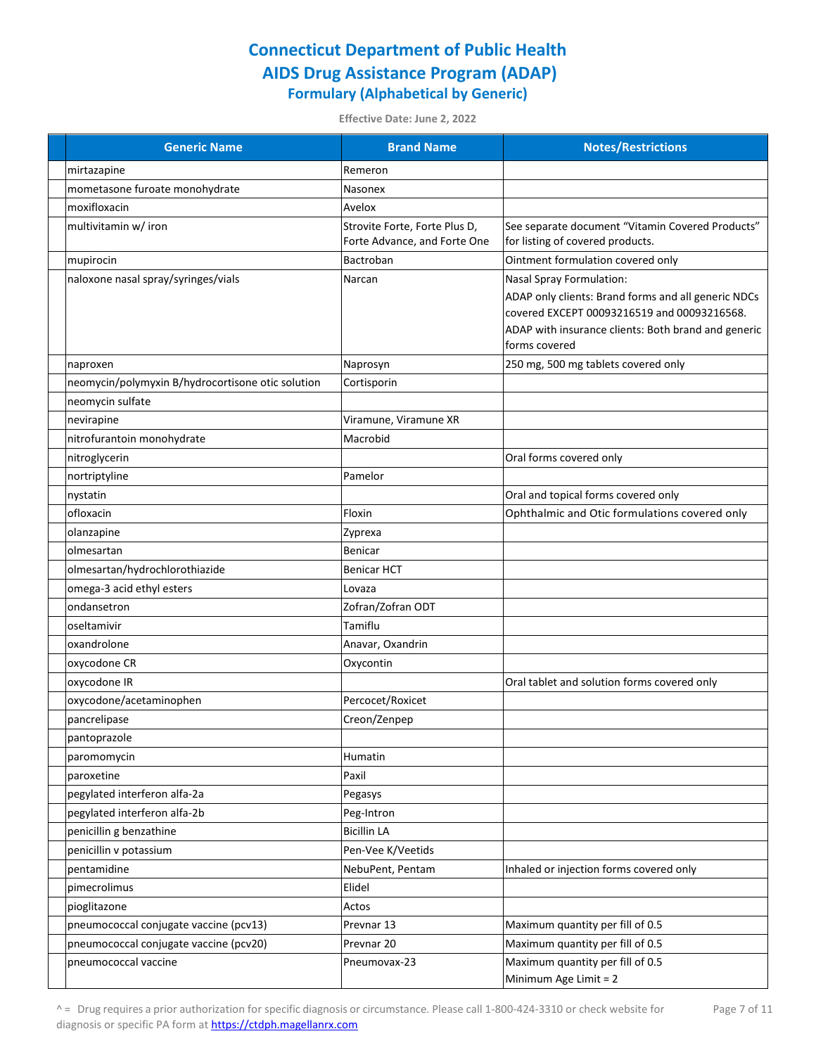# Connecticut Department of Public Health
# AIDS Drug Assistance Program (ADAP)
## Formulary (Alphabetical by Generic)

**Effective Date: June 2, 2022**

| | Generic Name | Brand Name | Notes/Restrictions |
|---|---|---|---|
| | mirtazapine | Remeron | |
| | mometasone furoate monohydrate | Nasonex | |
| | moxifloxacin | Avelox | |
| | multivitamin w/ iron | Strovite Forte, Forte Plus D, Forte Advance, and Forte One | See separate document "Vitamin Covered Products" for listing of covered products. |
| | mupirocin | Bactroban | Ointment formulation covered only |
| | naloxone nasal spray/syringes/vials | Narcan | Nasal Spray Formulation:<br>ADAP only clients: Brand forms and all generic NDCs covered EXCEPT 00093216519 and 00093216568.<br>ADAP with insurance clients: Both brand and generic forms covered |
| | naproxen | Naprosyn | 250 mg, 500 mg tablets covered only |
| | neomycin/polymyxin B/hydrocortisone otic solution | Cortisporin | |
| | neomycin sulfate | | |
| | nevirapine | Viramune, Viramune XR | |
| | nitrofurantoin monohydrate | Macrobid | |
| | nitroglycerin | | Oral forms covered only |
| | nortriptyline | Pamelor | |
| | nystatin | | Oral and topical forms covered only |
| | ofloxacin | Floxin | Ophthalmic and Otic formulations covered only |
| | olanzapine | Zyprexa | |
| | olmesartan | Benicar | |
| | olmesartan/hydrochlorothiazide | Benicar HCT | |
| | omega-3 acid ethyl esters | Lovaza | |
| | ondansetron | Zofran/Zofran ODT | |
| | oseltamivir | Tamiflu | |
| | oxandrolone | Anavar, Oxandrin | |
| | oxycodone CR | Oxycontin | |
| | oxycodone IR | | Oral tablet and solution forms covered only |
| | oxycodone/acetaminophen | Percocet/Roxicet | |
| | pancrelipase | Creon/Zenpep | |
| | pantoprazole | | |
| | paromomycin | Humatin | |
| | paroxetine | Paxil | |
| | pegylated interferon alfa-2a | Pegasys | |
| | pegylated interferon alfa-2b | Peg-Intron | |
| | penicillin g benzathine | Bicillin LA | |
| | penicillin v potassium | Pen-Vee K/Veetids | |
| | pentamidine | NebuPent, Pentam | Inhaled or injection forms covered only |
| | pimecrolimus | Elidel | |
| | pioglitazone | Actos | |
| | pneumococcal conjugate vaccine (pcv13) | Prevnar 13 | Maximum quantity per fill of 0.5 |
| | pneumococcal conjugate vaccine (pcv20) | Prevnar 20 | Maximum quantity per fill of 0.5 |
| | pneumococcal vaccine | Pneumovax-23 | Maximum quantity per fill of 0.5<br>Minimum Age Limit = 2 |

^ = Drug requires a prior authorization for specific diagnosis or circumstance. Please call 1-800-424-3310 or check website for diagnosis or specific PA form at https://ctdph.magellanrx.com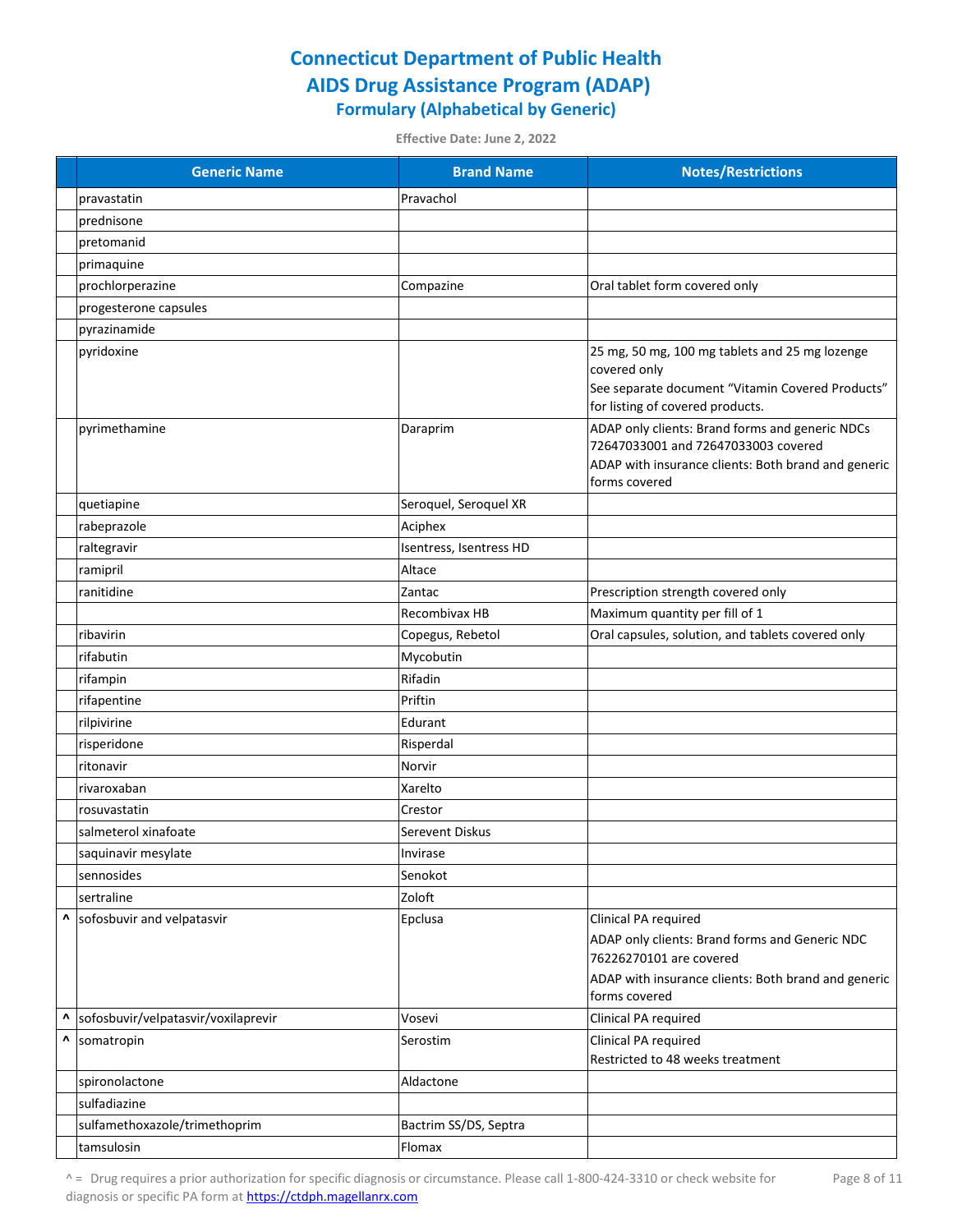# Connecticut Department of Public Health
# AIDS Drug Assistance Program (ADAP)
## Formulary (Alphabetical by Generic)

**Effective Date: June 2, 2022**

| | Generic Name | Brand Name | Notes/Restrictions |
|---|---|---|---|
| | pravastatin | Pravachol | |
| | prednisone | | |
| | pretomanid | | |
| | primaquine | | |
| | prochlorperazine | Compazine | Oral tablet form covered only |
| | progesterone capsules | | |
| | pyrazinamide | | |
| | pyridoxine | | 25 mg, 50 mg, 100 mg tablets and 25 mg lozenge covered only<br>See separate document “Vitamin Covered Products” for listing of covered products. |
| | pyrimethamine | Daraprim | ADAP only clients: Brand forms and generic NDCs 72647033001 and 72647033003 covered<br>ADAP with insurance clients: Both brand and generic forms covered |
| | quetiapine | Seroquel, Seroquel XR | |
| | rabeprazole | Aciphex | |
| | raltegravir | Isentress, Isentress HD | |
| | ramipril | Altace | |
| | ranitidine | Zantac | Prescription strength covered only |
| | | Recombivax HB | Maximum quantity per fill of 1 |
| | ribavirin | Copegus, Rebetol | Oral capsules, solution, and tablets covered only |
| | rifabutin | Mycobutin | |
| | rifampin | Rifadin | |
| | rifapentine | Priftin | |
| | rilpivirine | Edurant | |
| | risperidone | Risperdal | |
| | ritonavir | Norvir | |
| | rivaroxaban | Xarelto | |
| | rosuvastatin | Crestor | |
| | salmeterol xinafoate | Serevent Diskus | |
| | saquinavir mesylate | Invirase | |
| | sennosides | Senokot | |
| | sertraline | Zoloft | |
| ^ | sofosbuvir and velpatasvir | Epclusa | Clinical PA required<br>ADAP only clients: Brand forms and Generic NDC 76226270101 are covered<br>ADAP with insurance clients: Both brand and generic forms covered |
| ^ | sofosbuvir/velpatasvir/voxilaprevir | Vosevi | Clinical PA required |
| ^ | somatropin | Serostim | Clinical PA required<br>Restricted to 48 weeks treatment |
| | spironolactone | Aldactone | |
| | sulfadiazine | | |
| | sulfamethoxazole/trimethoprim | Bactrim SS/DS, Septra | |
| | tamsulosin | Flomax | |

^ = Drug requires a prior authorization for specific diagnosis or circumstance. Please call 1-800-424-3310 or check website for diagnosis or specific PA form at https://ctdph.magellanrx.com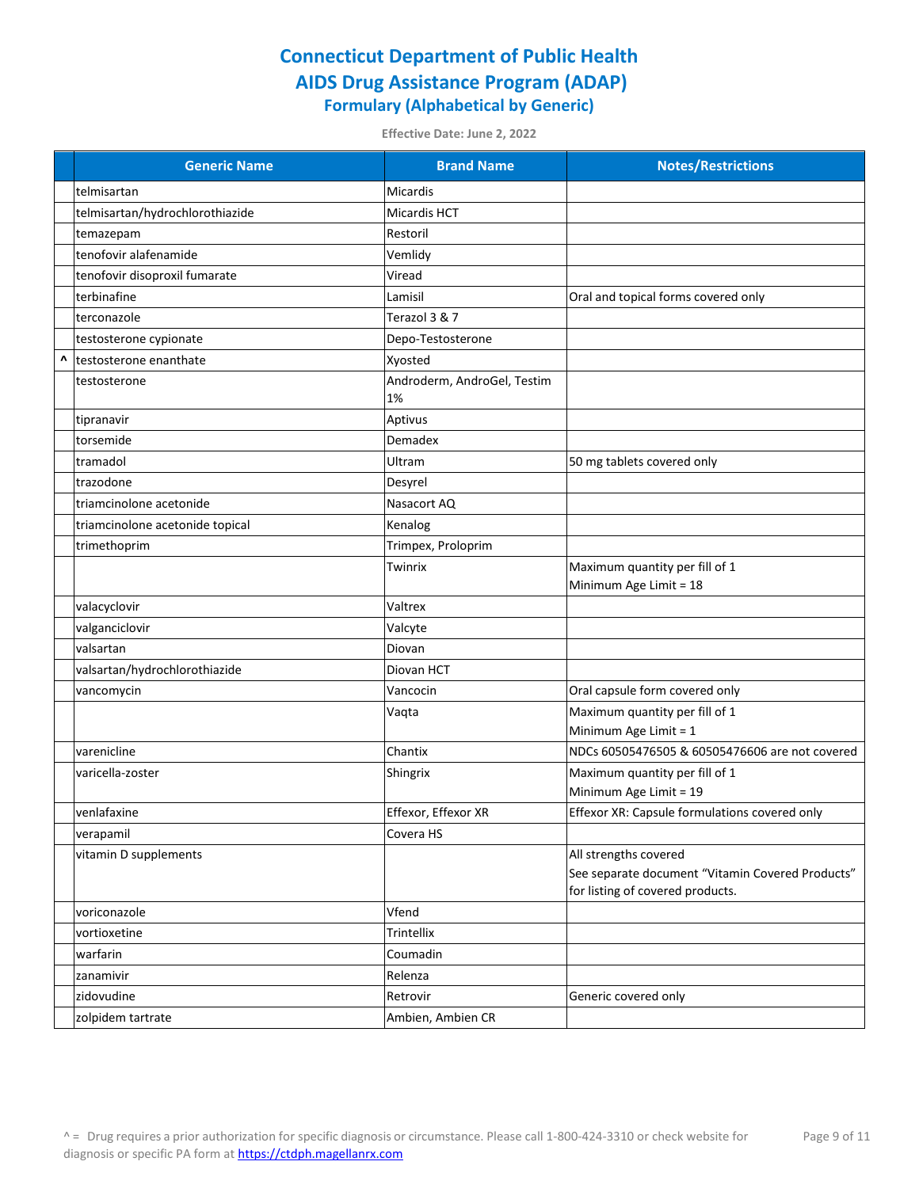# Connecticut Department of Public Health
# AIDS Drug Assistance Program (ADAP)
## Formulary (Alphabetical by Generic)

**Effective Date: June 2, 2022**

| | Generic Name | Brand Name | Notes/Restrictions |
|---|---|---|---|
| | telmisartan | Micardis | |
| | telmisartan/hydrochlorothiazide | Micardis HCT | |
| | temazepam | Restoril | |
| | tenofovir alafenamide | Vemlidy | |
| | tenofovir disoproxil fumarate | Viread | |
| | terbinafine | Lamisil | Oral and topical forms covered only |
| | terconazole | Terazol 3 & 7 | |
| | testosterone cypionate | Depo-Testosterone | |
| ^ | testosterone enanthate | Xyosted | |
| | testosterone | Androderm, AndroGel, Testim 1% | |
| | tipranavir | Aptivus | |
| | torsemide | Demadex | |
| | tramadol | Ultram | 50 mg tablets covered only |
| | trazodone | Desyrel | |
| | triamcinolone acetonide | Nasacort AQ | |
| | triamcinolone acetonide topical | Kenalog | |
| | trimethoprim | Trimpex, Proloprim | |
| | | Twinrix | Maximum quantity per fill of 1<br>Minimum Age Limit = 18 |
| | valacyclovir | Valtrex | |
| | valganciclovir | Valcyte | |
| | valsartan | Diovan | |
| | valsartan/hydrochlorothiazide | Diovan HCT | |
| | vancomycin | Vancocin | Oral capsule form covered only |
| | | Vaqta | Maximum quantity per fill of 1<br>Minimum Age Limit = 1 |
| | varenicline | Chantix | NDCs 60505476505 & 60505476606 are not covered |
| | varicella-zoster | Shingrix | Maximum quantity per fill of 1<br>Minimum Age Limit = 19 |
| | venlafaxine | Effexor, Effexor XR | Effexor XR: Capsule formulations covered only |
| | verapamil | Covera HS | |
| | vitamin D supplements | | All strengths covered<br>See separate document "Vitamin Covered Products" for listing of covered products. |
| | voriconazole | Vfend | |
| | vortioxetine | Trintellix | |
| | warfarin | Coumadin | |
| | zanamivir | Relenza | |
| | zidovudine | Retrovir | Generic covered only |
| | zolpidem tartrate | Ambien, Ambien CR | |

^ = Drug requires a prior authorization for specific diagnosis or circumstance. Please call 1-800-424-3310 or check website for diagnosis or specific PA form at https://ctdph.magellanrx.com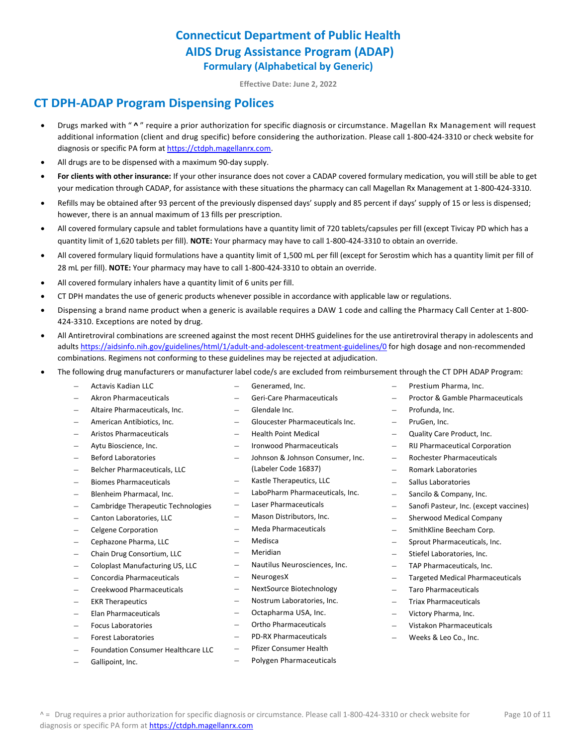# Connecticut Department of Public Health
# AIDS Drug Assistance Program (ADAP)
## Formulary (Alphabetical by Generic)

**Effective Date: June 2, 2022**

## CT DPH-ADAP Program Dispensing Polices

- Drugs marked with " **^** " require a prior authorization for specific diagnosis or circumstance. Magellan Rx Management will request additional information (client and drug specific) before considering the authorization. Please call 1-800-424-3310 or check website for diagnosis or specific PA form at https://ctdph.magellanrx.com.
- All drugs are to be dispensed with a maximum 90-day supply.
- **For clients with other insurance:** If your other insurance does not cover a CADAP covered formulary medication, you will still be able to get your medication through CADAP, for assistance with these situations the pharmacy can call Magellan Rx Management at 1-800-424-3310.
- Refills may be obtained after 93 percent of the previously dispensed days' supply and 85 percent if days' supply of 15 or less is dispensed; however, there is an annual maximum of 13 fills per prescription.
- All covered formulary capsule and tablet formulations have a quantity limit of 720 tablets/capsules per fill (except Tivicay PD which has a quantity limit of 1,620 tablets per fill). **NOTE:** Your pharmacy may have to call 1-800-424-3310 to obtain an override.
- All covered formulary liquid formulations have a quantity limit of 1,500 mL per fill (except for Serostim which has a quantity limit per fill of 28 mL per fill). **NOTE:** Your pharmacy may have to call 1-800-424-3310 to obtain an override.
- All covered formulary inhalers have a quantity limit of 6 units per fill.
- CT DPH mandates the use of generic products whenever possible in accordance with applicable law or regulations.
- Dispensing a brand name product when a generic is available requires a DAW 1 code and calling the Pharmacy Call Center at 1-800-424-3310. Exceptions are noted by drug.
- All Antiretroviral combinations are screened against the most recent DHHS guidelines for the use antiretroviral therapy in adolescents and adults https://aidsinfo.nih.gov/guidelines/html/1/adult-and-adolescent-treatment-guidelines/0 for high dosage and non-recommended combinations. Regimens not conforming to these guidelines may be rejected at adjudication.
- The following drug manufacturers or manufacturer label code/s are excluded from reimbursement through the CT DPH ADAP Program:
  - Actavis Kadian LLC
  - Akron Pharmaceuticals
  - Altaire Pharmaceuticals, Inc.
  - American Antibiotics, Inc.
  - Aristos Pharmaceuticals
  - Aytu Bioscience, Inc.
  - Beford Laboratories
  - Belcher Pharmaceuticals, LLC
  - Biomes Pharmaceuticals
  - Blenheim Pharmacal, Inc.
  - Cambridge Therapeutic Technologies
  - Canton Laboratories, LLC
  - Celgene Corporation
  - Cephazone Pharma, LLC
  - Chain Drug Consortium, LLC
  - Coloplast Manufacturing US, LLC
  - Concordia Pharmaceuticals
  - Creekwood Pharmaceuticals
  - EKR Therapeutics
  - Elan Pharmaceuticals
  - Focus Laboratories
  - Forest Laboratories
  - Foundation Consumer Healthcare LLC
  - Gallipoint, Inc.
  - Generamed, Inc.
  - Geri-Care Pharmaceuticals
  - Glendale Inc.
  - Gloucester Pharmaceuticals Inc.
  - Health Point Medical
  - Ironwood Pharmaceuticals
  - Johnson & Johnson Consumer, Inc. (Labeler Code 16837)
  - Kastle Therapeutics, LLC
  - LaboPharm Pharmaceuticals, Inc.
  - Laser Pharmaceuticals
  - Mason Distributors, Inc.
  - Meda Pharmaceuticals
  - Medisca
  - Meridian
  - Nautilus Neurosciences, Inc.
  - NeurogesX
  - NextSource Biotechnology
  - Nostrum Laboratories, Inc.
  - Octapharma USA, Inc.
  - Ortho Pharmaceuticals
  - PD-RX Pharmaceuticals
  - Pfizer Consumer Health
  - Polygen Pharmaceuticals
  - Prestium Pharma, Inc.
  - Proctor & Gamble Pharmaceuticals
  - Profunda, Inc.
  - PruGen, Inc.
  - Quality Care Product, Inc.
  - RIJ Pharmaceutical Corporation
  - Rochester Pharmaceuticals
  - Romark Laboratories
  - Sallus Laboratories
  - Sancilo & Company, Inc.
  - Sanofi Pasteur, Inc. (except vaccines)
  - Sherwood Medical Company
  - SmithKline Beecham Corp.
  - Sprout Pharmaceuticals, Inc.
  - Stiefel Laboratories, Inc.
  - TAP Pharmaceuticals, Inc.
  - Targeted Medical Pharmaceuticals
  - Taro Pharmaceuticals
  - Triax Pharmaceuticals
  - Victory Pharma, Inc.
  - Vistakon Pharmaceuticals
  - Weeks & Leo Co., Inc.

^ = Drug requires a prior authorization for specific diagnosis or circumstance. Please call 1-800-424-3310 or check website for diagnosis or specific PA form at https://ctdph.magellanrx.com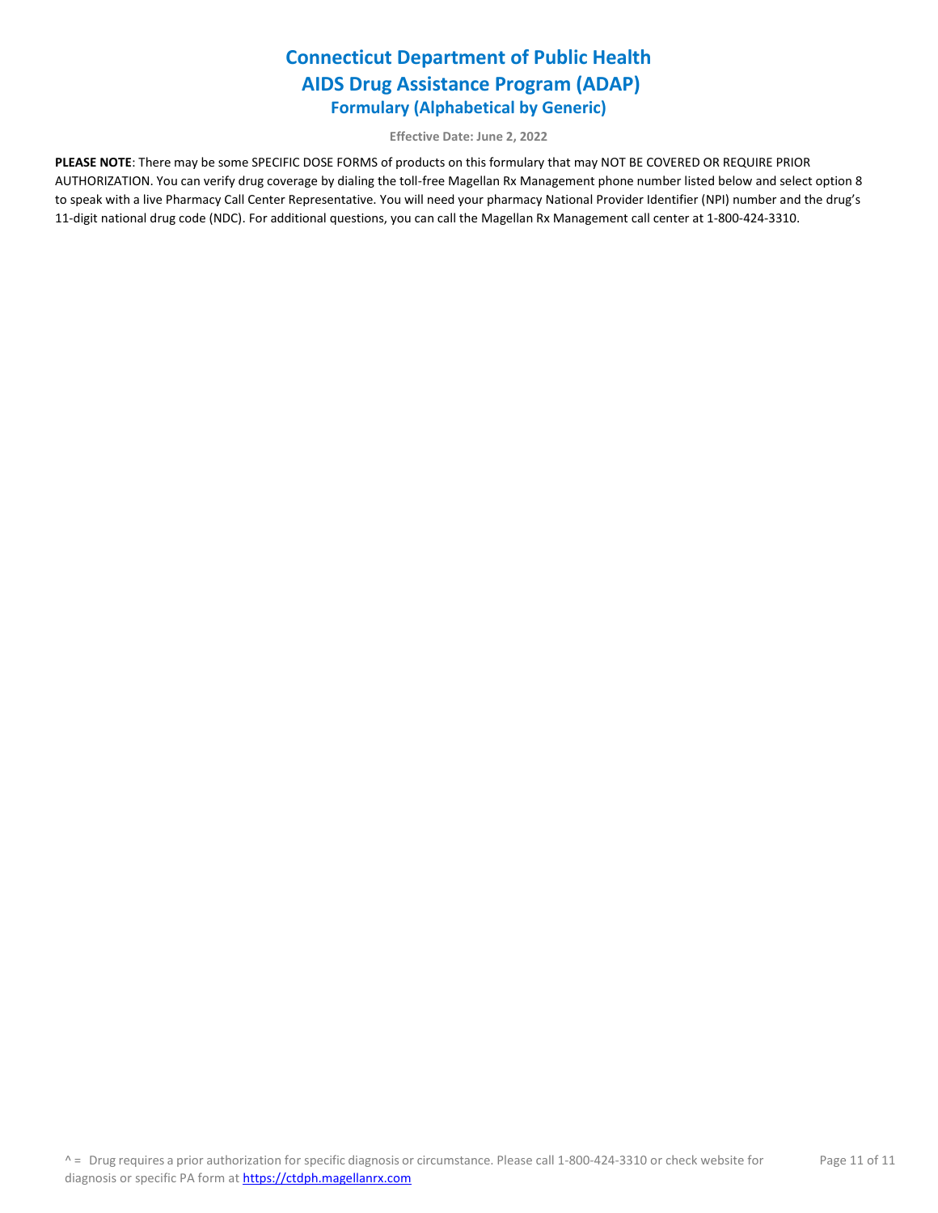# Connecticut Department of Public Health
# AIDS Drug Assistance Program (ADAP)
## Formulary (Alphabetical by Generic)

**Effective Date: June 2, 2022**

**PLEASE NOTE**: There may be some SPECIFIC DOSE FORMS of products on this formulary that may NOT BE COVERED OR REQUIRE PRIOR AUTHORIZATION. You can verify drug coverage by dialing the toll-free Magellan Rx Management phone number listed below and select option 8 to speak with a live Pharmacy Call Center Representative. You will need your pharmacy National Provider Identifier (NPI) number and the drug's 11-digit national drug code (NDC). For additional questions, you can call the Magellan Rx Management call center at 1-800-424-3310.

^ = Drug requires a prior authorization for specific diagnosis or circumstance. Please call 1-800-424-3310 or check website for diagnosis or specific PA form at https://ctdph.magellanrx.com